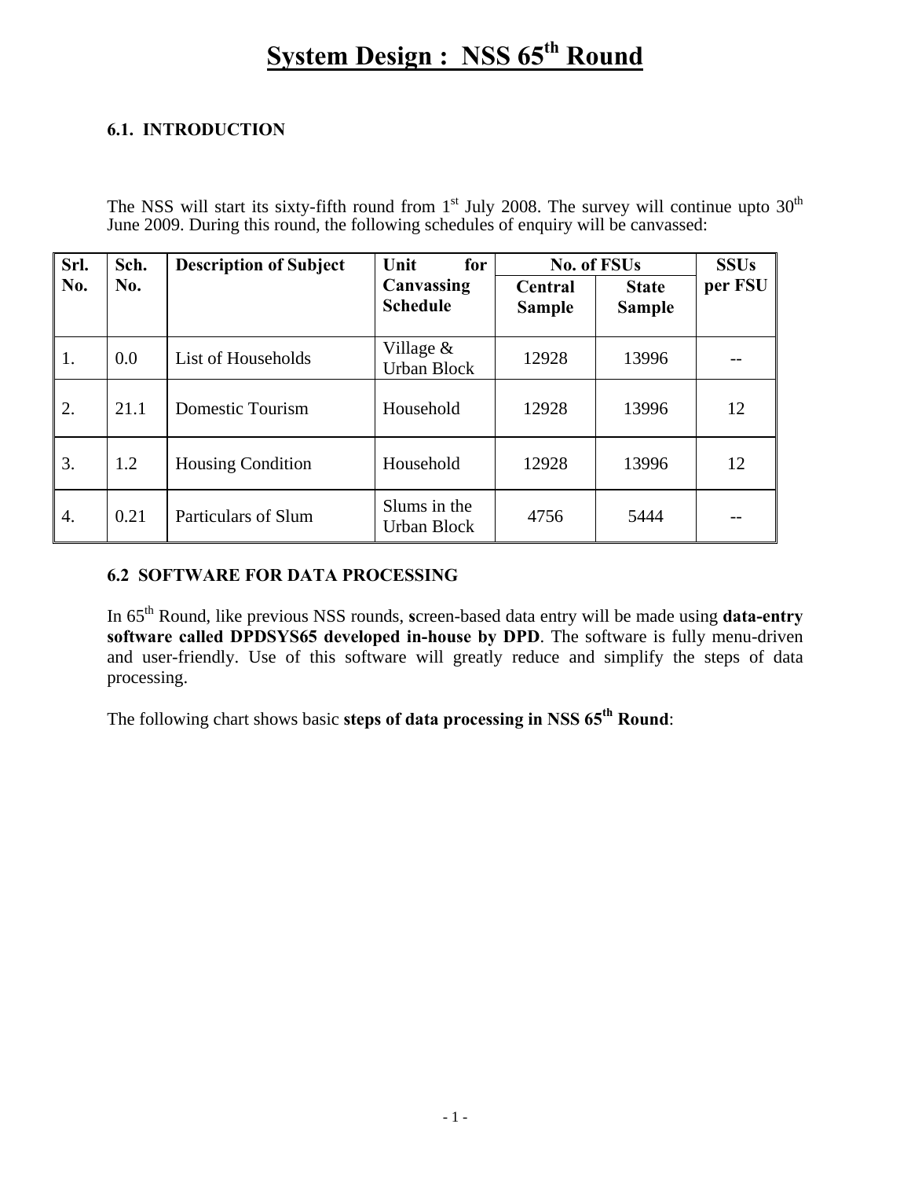# System Design : NSS 65th Round

### 6.1. INTRODUCTION

The NSS will start its sixty-fifth round from 1st July 2008. The survey will continue upto 30th June 2009. During this round, the following schedules of enquiry will be canvassed:

| Srl. No. | Sch. No. | Description of Subject | Unit for Canvassing Schedule | No. of FSUs | | SSUs per FSU |
|---|---|---|---|---|---|---|
| | | | | Central Sample | State Sample | |
| 1. | 0.0 | List of Households | Village & Urban Block | 12928 | 13996 | -- |
| 2. | 21.1 | Domestic Tourism | Household | 12928 | 13996 | 12 |
| 3. | 1.2 | Housing Condition | Household | 12928 | 13996 | 12 |
| 4. | 0.21 | Particulars of Slum | Slums in the Urban Block | 4756 | 5444 | -- |

### 6.2 SOFTWARE FOR DATA PROCESSING

In 65th Round, like previous NSS rounds, **s**creen-based data entry will be made using **data-entry software called DPDSYS65 developed in-house by DPD**. The software is fully menu-driven and user-friendly. Use of this software will greatly reduce and simplify the steps of data processing.

The following chart shows basic **steps of data processing in NSS 65th Round**: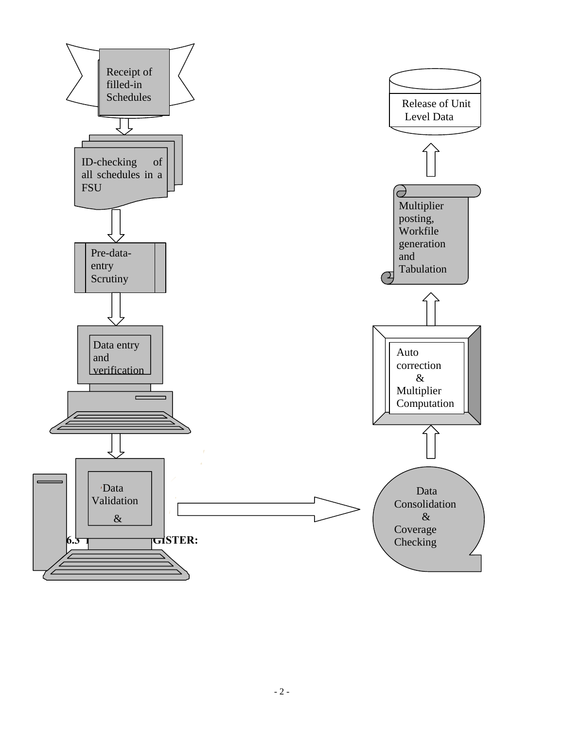Receipt of filled-in Schedules

ID-checking of all schedules in a FSU

Pre-data-entry Scrutiny

Data entry and verification

Data Validation &

Data Consolidation & Coverage Checking

Auto correction & Multiplier Computation

Multiplier posting, Workfile generation and Tabulation

Release of Unit Level Data

6.3 T GISTER: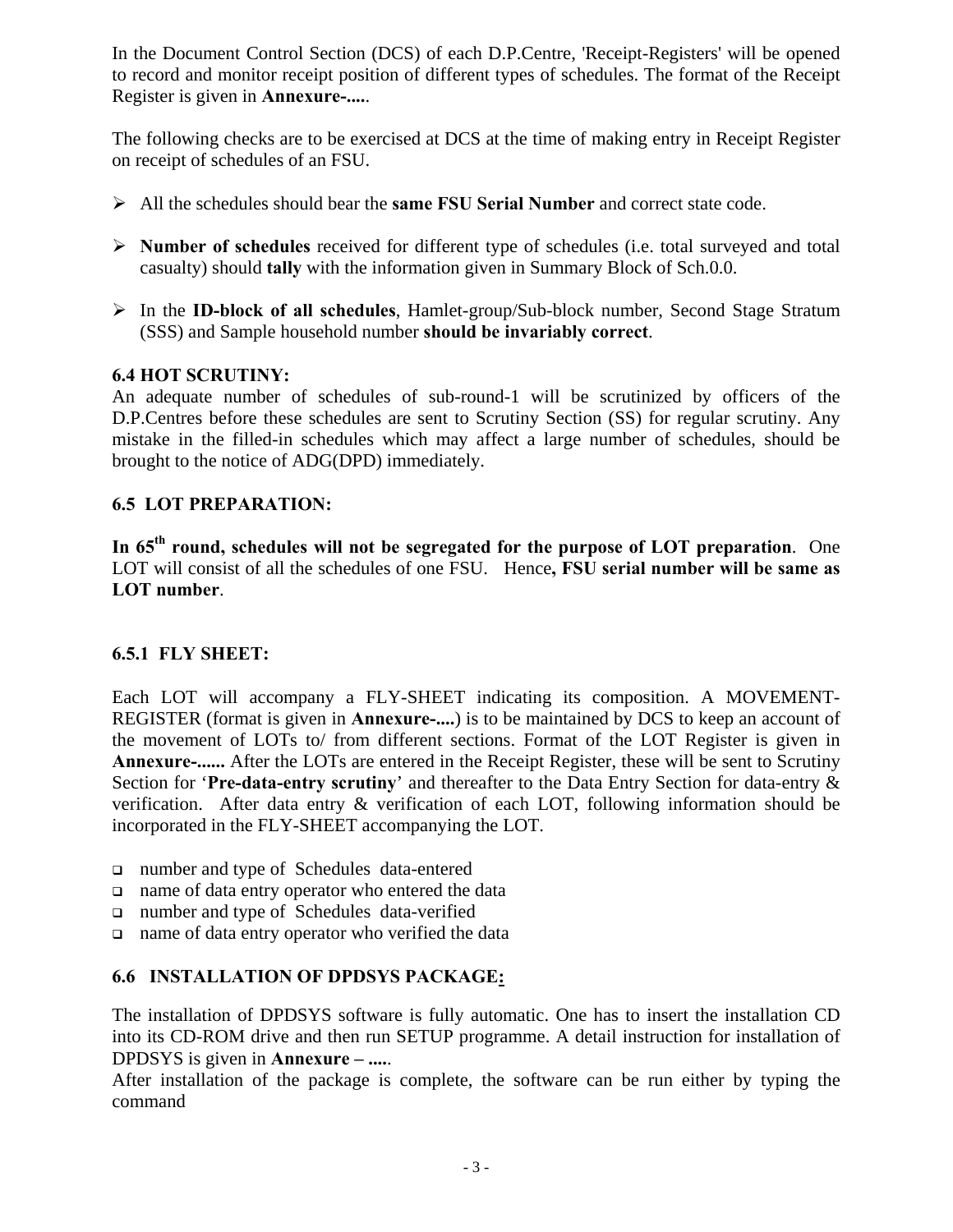In the Document Control Section (DCS) of each D.P.Centre, 'Receipt-Registers' will be opened to record and monitor receipt position of different types of schedules. The format of the Receipt Register is given in **Annexure-....**.

The following checks are to be exercised at DCS at the time of making entry in Receipt Register on receipt of schedules of an FSU.

- All the schedules should bear the **same FSU Serial Number** and correct state code.
- **Number of schedules** received for different type of schedules (i.e. total surveyed and total casualty) should **tally** with the information given in Summary Block of Sch.0.0.
- In the **ID-block of all schedules**, Hamlet-group/Sub-block number, Second Stage Stratum (SSS) and Sample household number **should be invariably correct**.

### 6.4 HOT SCRUTINY:

An adequate number of schedules of sub-round-1 will be scrutinized by officers of the D.P.Centres before these schedules are sent to Scrutiny Section (SS) for regular scrutiny. Any mistake in the filled-in schedules which may affect a large number of schedules, should be brought to the notice of ADG(DPD) immediately.

### 6.5 LOT PREPARATION:

**In 65th round, schedules will not be segregated for the purpose of LOT preparation**. One LOT will consist of all the schedules of one FSU. Hence**, FSU serial number will be same as LOT number**.

#### 6.5.1 FLY SHEET:

Each LOT will accompany a FLY-SHEET indicating its composition. A MOVEMENT-REGISTER (format is given in **Annexure-....**) is to be maintained by DCS to keep an account of the movement of LOTs to/ from different sections. Format of the LOT Register is given in **Annexure-......** After the LOTs are entered in the Receipt Register, these will be sent to Scrutiny Section for '**Pre-data-entry scrutiny**' and thereafter to the Data Entry Section for data-entry & verification. After data entry & verification of each LOT, following information should be incorporated in the FLY-SHEET accompanying the LOT.

- number and type of Schedules data-entered
- name of data entry operator who entered the data
- number and type of Schedules data-verified
- name of data entry operator who verified the data

### 6.6 INSTALLATION OF DPDSYS PACKAGE:

The installation of DPDSYS software is fully automatic. One has to insert the installation CD into its CD-ROM drive and then run SETUP programme. A detail instruction for installation of DPDSYS is given in **Annexure – ....**.

After installation of the package is complete, the software can be run either by typing the command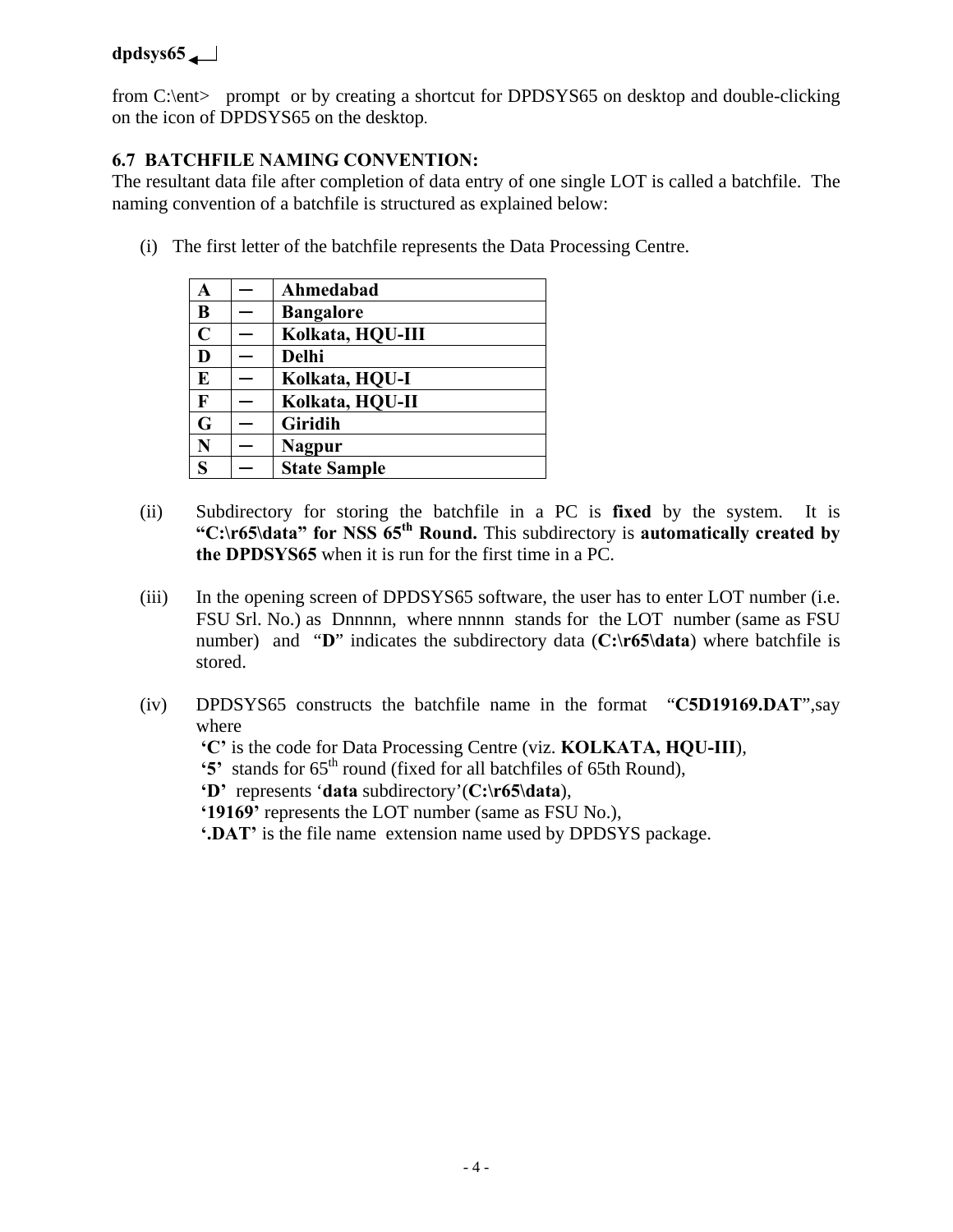**dpdsys65** ↵

from C:\ent> prompt or by creating a shortcut for DPDSYS65 on desktop and double-clicking on the icon of DPDSYS65 on the desktop.

### 6.7 BATCHFILE NAMING CONVENTION:

The resultant data file after completion of data entry of one single LOT is called a batchfile. The naming convention of a batchfile is structured as explained below:

(i) The first letter of the batchfile represents the Data Processing Centre.

| | | |
|---|---|---|
| **A** | ─ | **Ahmedabad** |
| **B** | ─ | **Bangalore** |
| **C** | ─ | **Kolkata, HQU-III** |
| **D** | ─ | **Delhi** |
| **E** | ─ | **Kolkata, HQU-I** |
| **F** | ─ | **Kolkata, HQU-II** |
| **G** | ─ | **Giridih** |
| **N** | ─ | **Nagpur** |
| **S** | ─ | **State Sample** |

(ii) Subdirectory for storing the batchfile in a PC is **fixed** by the system. It is **"C:\r65\data" for NSS 65th Round.** This subdirectory is **automatically created by the DPDSYS65** when it is run for the first time in a PC.

(iii) In the opening screen of DPDSYS65 software, the user has to enter LOT number (i.e. FSU Srl. No.) as Dnnnnn, where nnnnn stands for the LOT number (same as FSU number) and "**D**" indicates the subdirectory data (**C:\r65\data**) where batchfile is stored.

(iv) DPDSYS65 constructs the batchfile name in the format "**C5D19169.DAT**",say where
**'C'** is the code for Data Processing Centre (viz. **KOLKATA, HQU-III**),
**'5'** stands for 65th round (fixed for all batchfiles of 65th Round),
**'D'** represents '**data** subdirectory'(**C:\r65\data**),
**'19169'** represents the LOT number (same as FSU No.),
**'.DAT'** is the file name extension name used by DPDSYS package.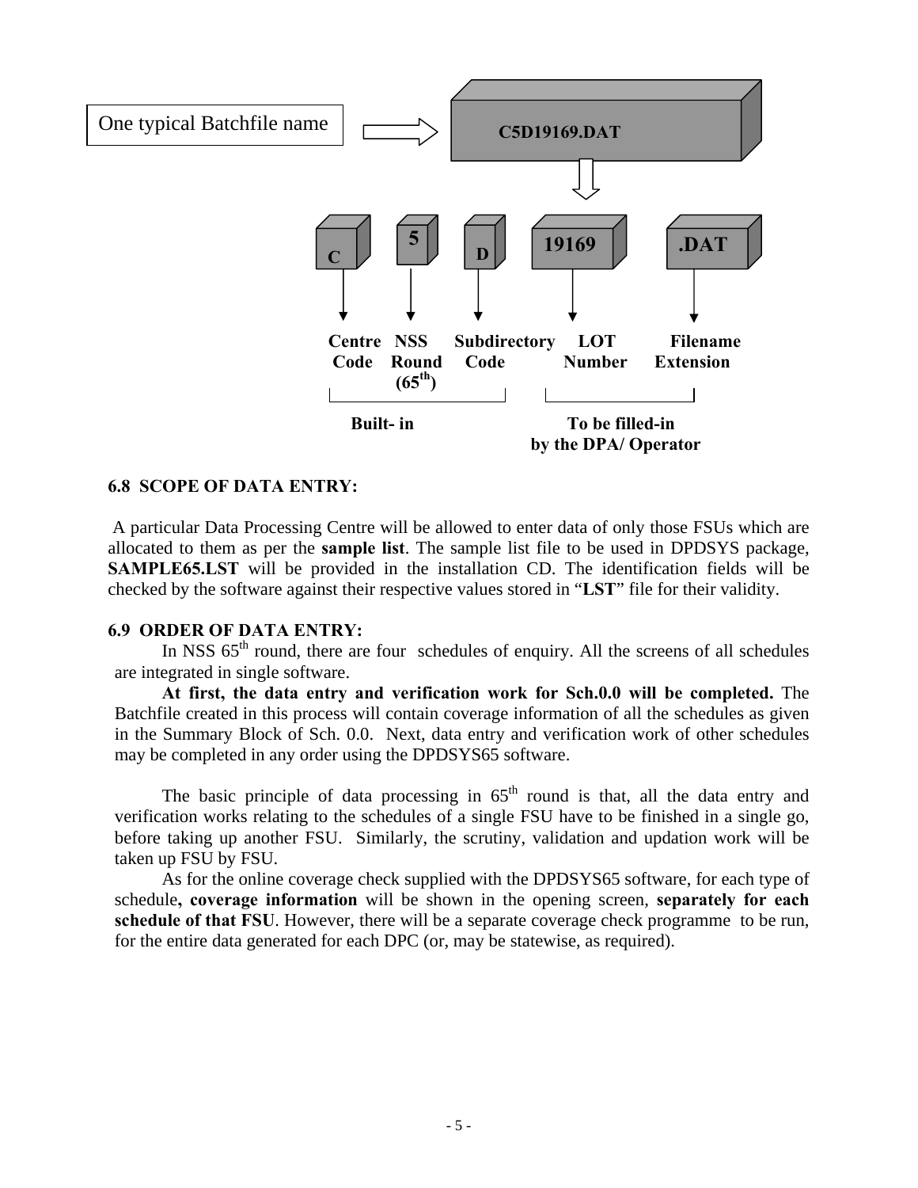One typical Batchfile name

C5D19169.DAT

C

5

D

19169

.DAT

Centre Code

NSS Round ($65^{th}$)

Subdirectory Code

LOT Number

Filename Extension

Built- in

To be filled-in by the DPA/ Operator

### 6.8 SCOPE OF DATA ENTRY:

A particular Data Processing Centre will be allowed to enter data of only those FSUs which are allocated to them as per the **sample list**. The sample list file to be used in DPDSYS package, **SAMPLE65.LST** will be provided in the installation CD. The identification fields will be checked by the software against their respective values stored in "**LST**" file for their validity.

### 6.9 ORDER OF DATA ENTRY:

In NSS $65^{th}$ round, there are four schedules of enquiry. All the screens of all schedules are integrated in single software.

**At first, the data entry and verification work for Sch.0.0 will be completed.** The Batchfile created in this process will contain coverage information of all the schedules as given in the Summary Block of Sch. 0.0. Next, data entry and verification work of other schedules may be completed in any order using the DPDSYS65 software.

The basic principle of data processing in $65^{th}$ round is that, all the data entry and verification works relating to the schedules of a single FSU have to be finished in a single go, before taking up another FSU. Similarly, the scrutiny, validation and updation work will be taken up FSU by FSU.

As for the online coverage check supplied with the DPDSYS65 software, for each type of schedule**, coverage information** will be shown in the opening screen, **separately for each schedule of that FSU**. However, there will be a separate coverage check programme to be run, for the entire data generated for each DPC (or, may be statewise, as required).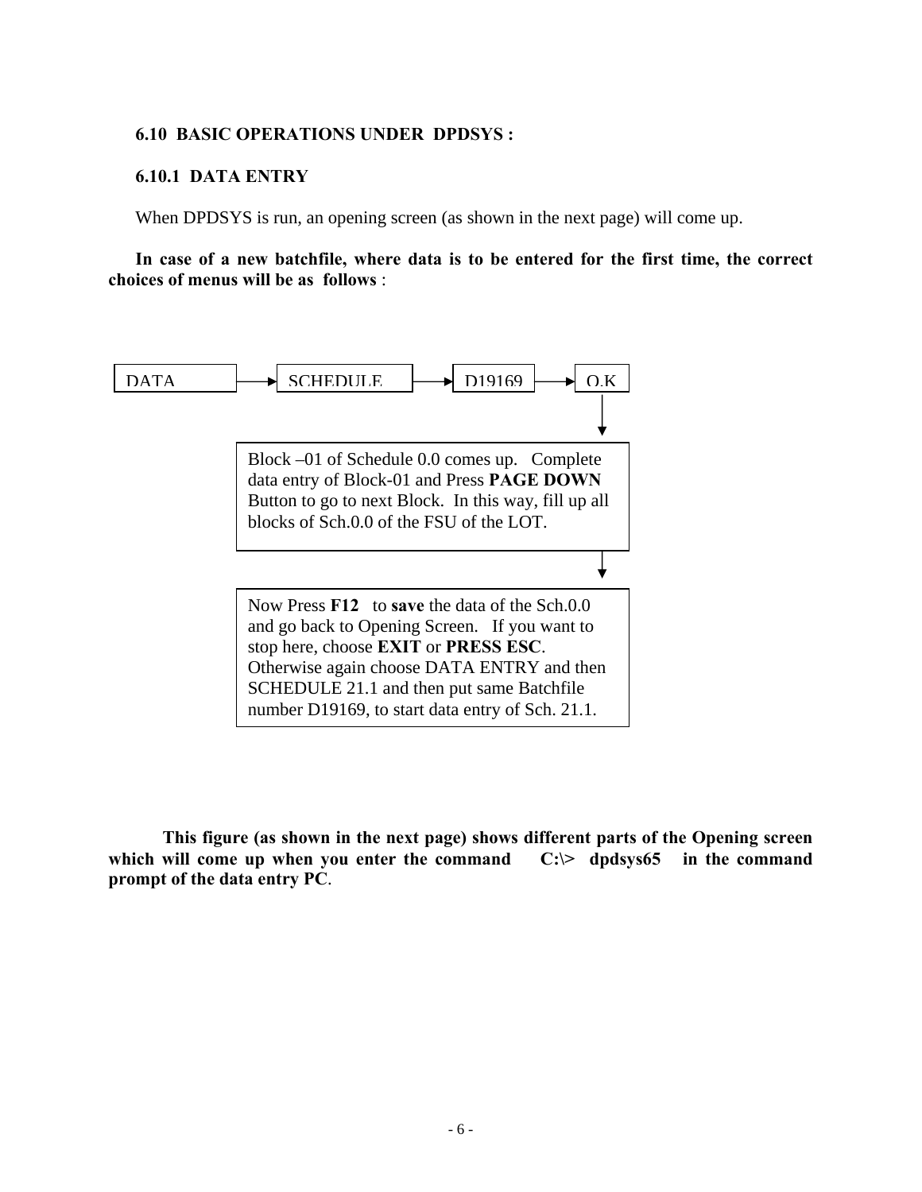### 6.10 BASIC OPERATIONS UNDER DPDSYS :

#### 6.10.1 DATA ENTRY

When DPDSYS is run, an opening screen (as shown in the next page) will come up.

**In case of a new batchfile, where data is to be entered for the first time, the correct choices of menus will be as follows** :

DATA → SCHEDULE → D19169 → O.K

↓

Block –01 of Schedule 0.0 comes up. Complete data entry of Block-01 and Press **PAGE DOWN** Button to go to next Block. In this way, fill up all blocks of Sch.0.0 of the FSU of the LOT.

↓

Now Press **F12** to **save** the data of the Sch.0.0 and go back to Opening Screen. If you want to stop here, choose **EXIT** or **PRESS ESC**. Otherwise again choose DATA ENTRY and then SCHEDULE 21.1 and then put same Batchfile number D19169, to start data entry of Sch. 21.1.

**This figure (as shown in the next page) shows different parts of the Opening screen which will come up when you enter the command C:\> dpdsys65 in the command prompt of the data entry PC**.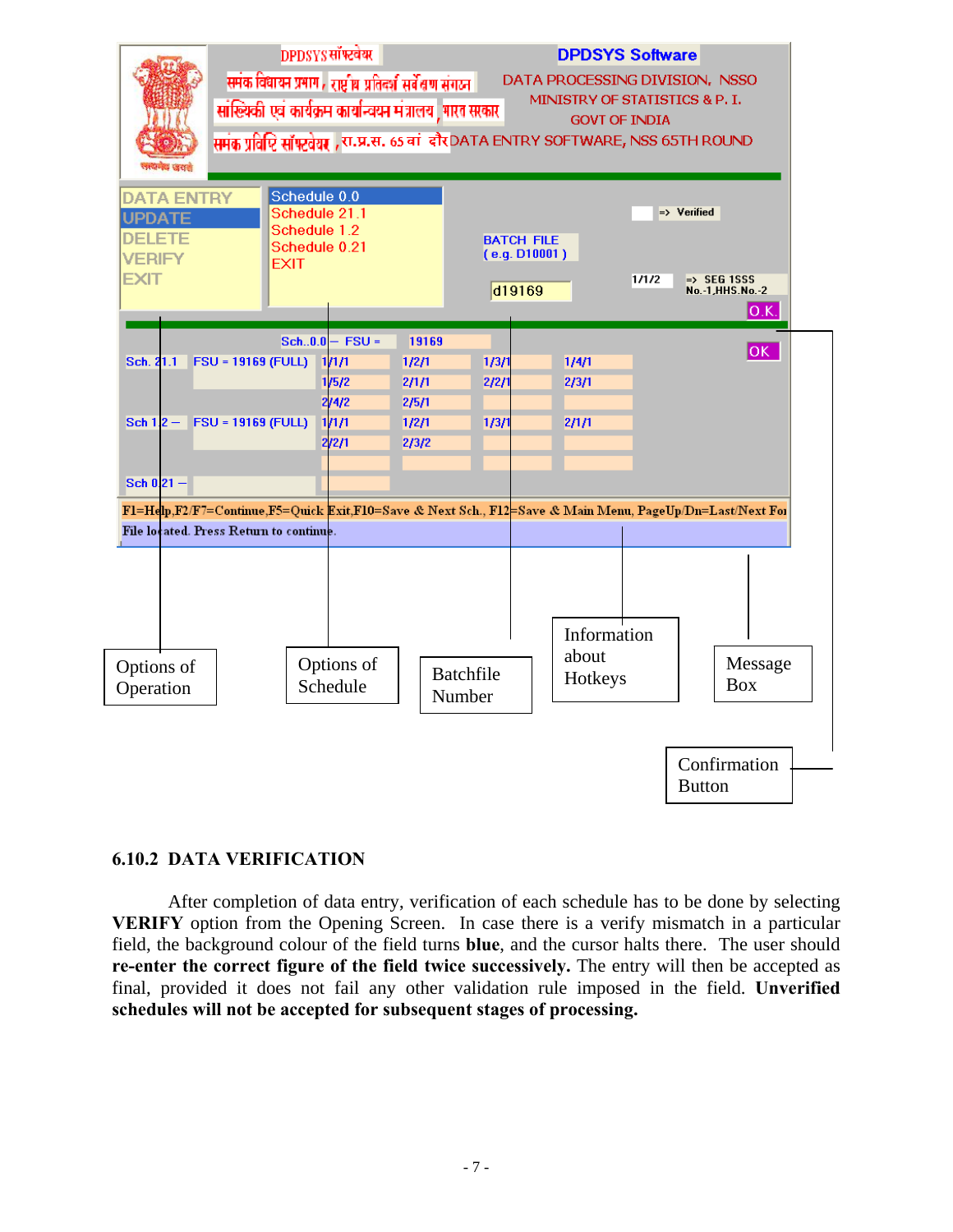DPDSYS सॉफ्टवेयर

DPDSYS Software

समंक विधायन प्रभाग , राष्ट्रीय प्रतिदर्श सर्वेक्षण संगठन

DATA PROCESSING DIVISION, NSSO

सांख्यिकी एवं कार्यक्रम कार्यान्वयन मंत्रालय , भारत सरकार

MINISTRY OF STATISTICS & P. I.

GOVT OF INDIA

समंक प्रविष्टि सॉफ्टवेयर , रा.प्र.स. 65 वां दौर DATA ENTRY SOFTWARE, NSS 65TH ROUND

DATA ENTRY
UPDATE
DELETE
VERIFY
EXIT

Schedule 0.0
Schedule 21.1
Schedule 1.2
Schedule 0.21
EXIT

=> Verified

BATCH FILE
( e.g. D10001 )

d19169

1/1/2 => SEG 1SSS No.-1,HHS.No.-2

O.K.

Sch..0.0 – FSU = 19169

OK

Sch. 21.1 FSU = 19169 (FULL) 1/1/1 1/2/1 1/3/1 1/4/1 1/5/2 2/1/1 2/2/1 2/3/1 2/4/2 2/5/1

Sch 1.2 – FSU = 19169 (FULL) 1/1/1 1/2/1 1/3/1 2/1/1 2/2/1 2/3/2

Sch 0.21 –

F1=Help,F2/F7=Continue,F5=Quick Exit,F10=Save & Next Sch., F12=Save & Main Menu, PageUp/Dn=Last/Next For

File located. Press Return to continue.

Options of Operation

Options of Schedule

Batchfile Number

Information about Hotkeys

Message Box

Confirmation Button

### 6.10.2 DATA VERIFICATION

After completion of data entry, verification of each schedule has to be done by selecting **VERIFY** option from the Opening Screen. In case there is a verify mismatch in a particular field, the background colour of the field turns **blue**, and the cursor halts there. The user should **re-enter the correct figure of the field twice successively.** The entry will then be accepted as final, provided it does not fail any other validation rule imposed in the field. **Unverified schedules will not be accepted for subsequent stages of processing.**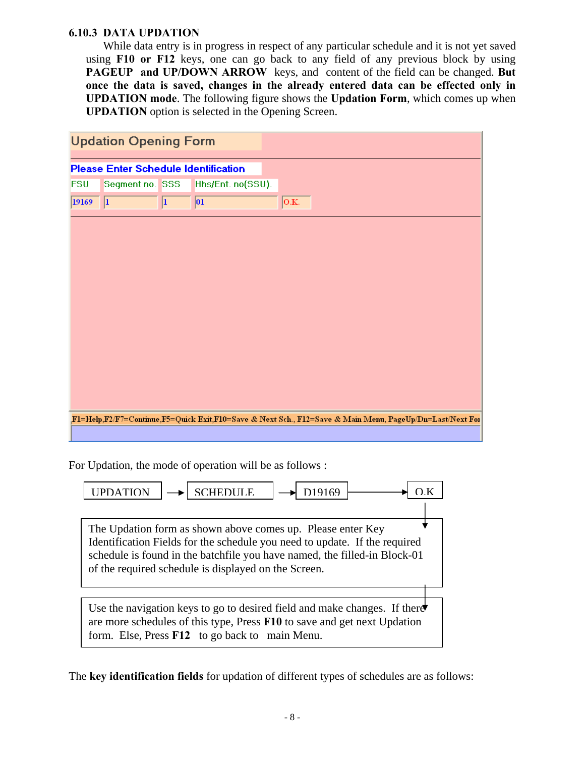### 6.10.3 DATA UPDATION

While data entry is in progress in respect of any particular schedule and it is not yet saved using **F10 or F12** keys, one can go back to any field of any previous block by using **PAGEUP and UP/DOWN ARROW** keys, and content of the field can be changed. **But once the data is saved, changes in the already entered data can be effected only in UPDATION mode**. The following figure shows the **Updation Form**, which comes up when **UPDATION** option is selected in the Opening Screen.

Updation Opening Form

Please Enter Schedule Identification

| FSU | Segment no. | SSS | Hhs/Ent. no(SSU). | |
|---|---|---|---|---|
| 19169 | 1 | 1 | 01 | O.K. |

F1=Help,F2/F7=Continue,F5=Quick Exit,F10=Save & Next Sch., F12=Save & Main Menu, PageUp/Dn=Last/Next For

For Updation, the mode of operation will be as follows :

UPDATION → SCHEDULE → D19169 → O.K

The Updation form as shown above comes up. Please enter Key Identification Fields for the schedule you need to update. If the required schedule is found in the batchfile you have named, the filled-in Block-01 of the required schedule is displayed on the Screen.

Use the navigation keys to go to desired field and make changes. If there are more schedules of this type, Press **F10** to save and get next Updation form. Else, Press **F12** to go back to main Menu.

The **key identification fields** for updation of different types of schedules are as follows: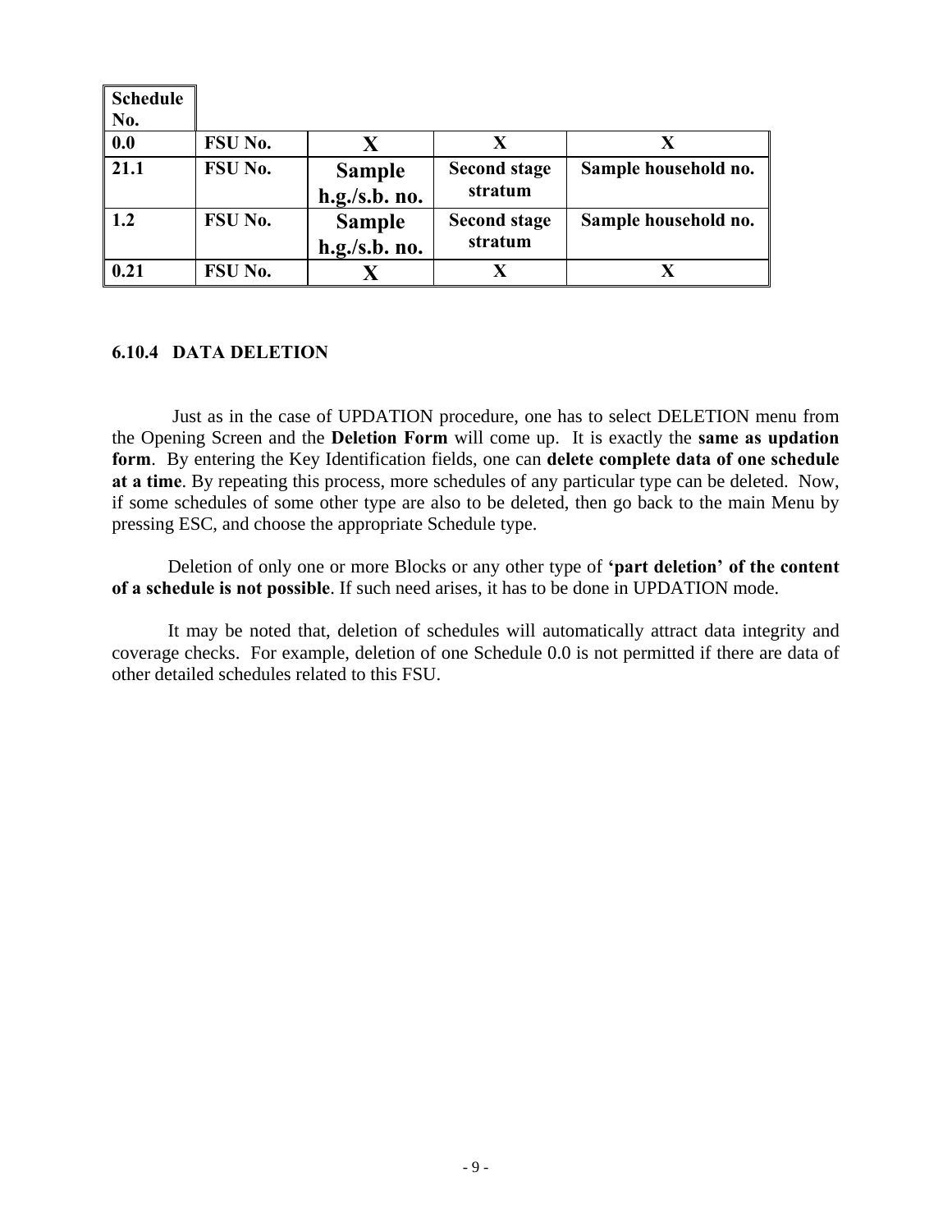| Schedule No. | | | | |
|---|---|---|---|---|
| 0.0 | FSU No. | X | X | X |
| 21.1 | FSU No. | Sample h.g./s.b. no. | Second stage stratum | Sample household no. |
| 1.2 | FSU No. | Sample h.g./s.b. no. | Second stage stratum | Sample household no. |
| 0.21 | FSU No. | X | X | X |

### 6.10.4 DATA DELETION

Just as in the case of UPDATION procedure, one has to select DELETION menu from the Opening Screen and the **Deletion Form** will come up. It is exactly the **same as updation form**. By entering the Key Identification fields, one can **delete complete data of one schedule at a time**. By repeating this process, more schedules of any particular type can be deleted. Now, if some schedules of some other type are also to be deleted, then go back to the main Menu by pressing ESC, and choose the appropriate Schedule type.

Deletion of only one or more Blocks or any other type of **'part deletion' of the content of a schedule is not possible**. If such need arises, it has to be done in UPDATION mode.

It may be noted that, deletion of schedules will automatically attract data integrity and coverage checks. For example, deletion of one Schedule 0.0 is not permitted if there are data of other detailed schedules related to this FSU.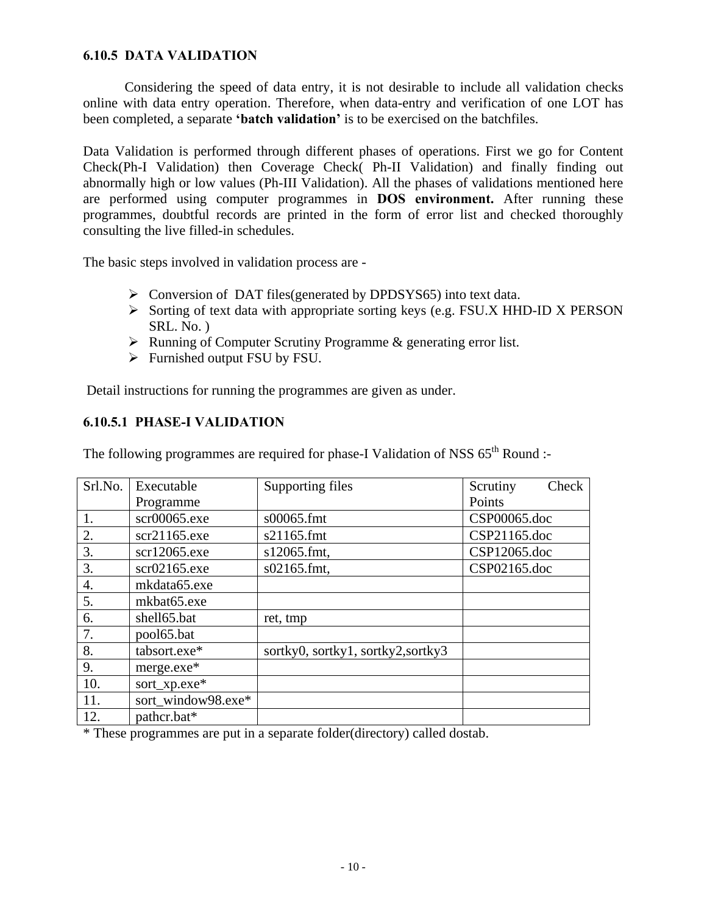### 6.10.5 DATA VALIDATION

Considering the speed of data entry, it is not desirable to include all validation checks online with data entry operation. Therefore, when data-entry and verification of one LOT has been completed, a separate **'batch validation'** is to be exercised on the batchfiles.

Data Validation is performed through different phases of operations. First we go for Content Check(Ph-I Validation) then Coverage Check( Ph-II Validation) and finally finding out abnormally high or low values (Ph-III Validation). All the phases of validations mentioned here are performed using computer programmes in **DOS environment.** After running these programmes, doubtful records are printed in the form of error list and checked thoroughly consulting the live filled-in schedules.

The basic steps involved in validation process are -

- Conversion of DAT files(generated by DPDSYS65) into text data.
- Sorting of text data with appropriate sorting keys (e.g. FSU.X HHD-ID X PERSON SRL. No. )
- Running of Computer Scrutiny Programme & generating error list.
- Furnished output FSU by FSU.

Detail instructions for running the programmes are given as under.

#### 6.10.5.1 PHASE-I VALIDATION

The following programmes are required for phase-I Validation of NSS 65$^{th}$ Round :-

| Srl.No. | Executable Programme | Supporting files | Scrutiny Check Points |
|---|---|---|---|
| 1. | scr00065.exe | s00065.fmt | CSP00065.doc |
| 2. | scr21165.exe | s21165.fmt | CSP21165.doc |
| 3. | scr12065.exe | s12065.fmt, | CSP12065.doc |
| 3. | scr02165.exe | s02165.fmt, | CSP02165.doc |
| 4. | mkdata65.exe | | |
| 5. | mkbat65.exe | | |
| 6. | shell65.bat | ret, tmp | |
| 7. | pool65.bat | | |
| 8. | tabsort.exe* | sortky0, sortky1, sortky2,sortky3 | |
| 9. | merge.exe* | | |
| 10. | sort_xp.exe* | | |
| 11. | sort_window98.exe* | | |
| 12. | pathcr.bat* | | |

* These programmes are put in a separate folder(directory) called dostab.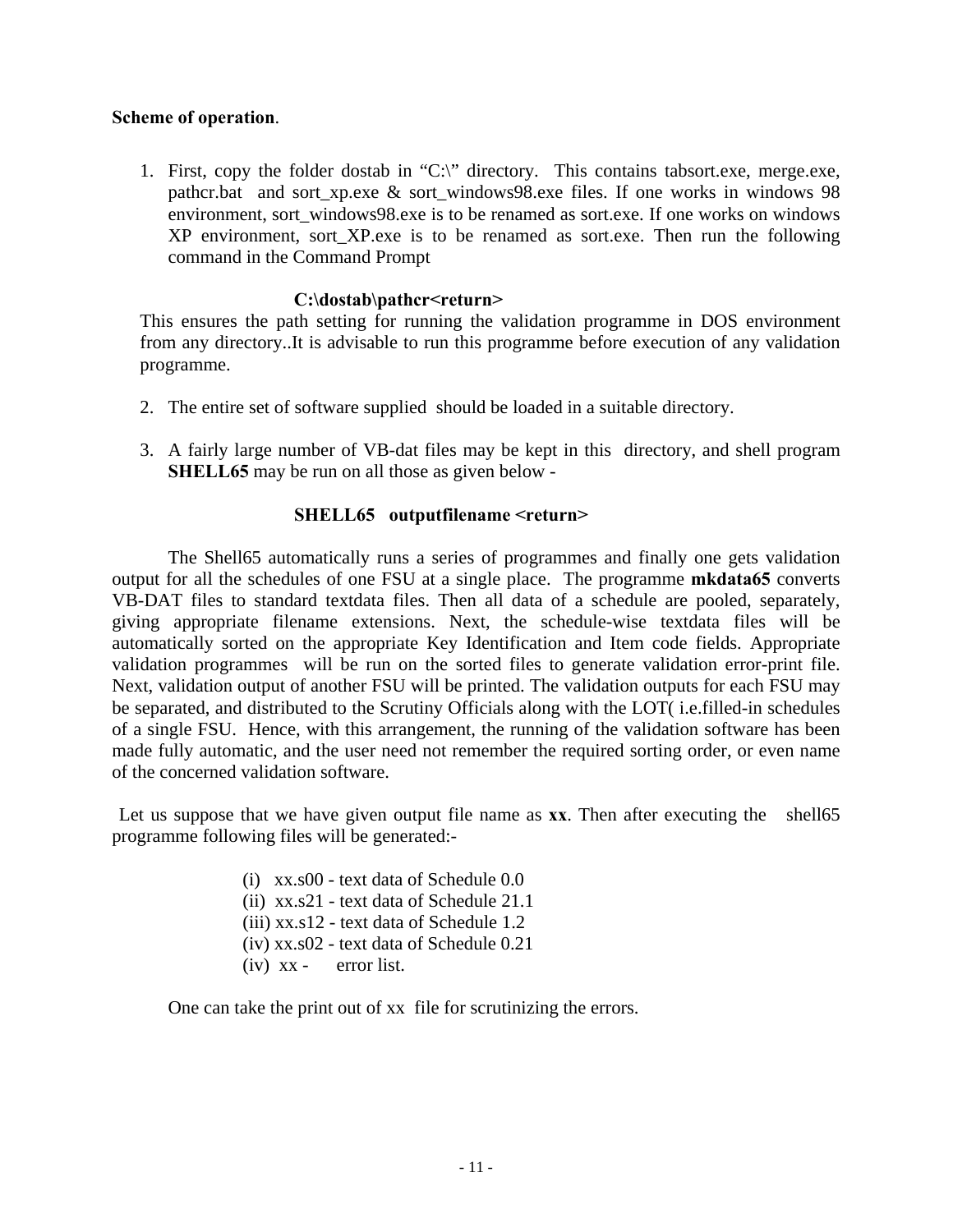**Scheme of operation**.

1. First, copy the folder dostab in "C:\" directory. This contains tabsort.exe, merge.exe, pathcr.bat and sort_xp.exe & sort_windows98.exe files. If one works in windows 98 environment, sort_windows98.exe is to be renamed as sort.exe. If one works on windows XP environment, sort_XP.exe is to be renamed as sort.exe. Then run the following command in the Command Prompt

   **C:\dostab\pathcr<return>**

   This ensures the path setting for running the validation programme in DOS environment from any directory..It is advisable to run this programme before execution of any validation programme.

2. The entire set of software supplied should be loaded in a suitable directory.

3. A fairly large number of VB-dat files may be kept in this directory, and shell program **SHELL65** may be run on all those as given below -

   **SHELL65 outputfilename <return>**

The Shell65 automatically runs a series of programmes and finally one gets validation output for all the schedules of one FSU at a single place. The programme **mkdata65** converts VB-DAT files to standard textdata files. Then all data of a schedule are pooled, separately, giving appropriate filename extensions. Next, the schedule-wise textdata files will be automatically sorted on the appropriate Key Identification and Item code fields. Appropriate validation programmes will be run on the sorted files to generate validation error-print file. Next, validation output of another FSU will be printed. The validation outputs for each FSU may be separated, and distributed to the Scrutiny Officials along with the LOT( i.e.filled-in schedules of a single FSU. Hence, with this arrangement, the running of the validation software has been made fully automatic, and the user need not remember the required sorting order, or even name of the concerned validation software.

Let us suppose that we have given output file name as **xx**. Then after executing the shell65 programme following files will be generated:-

(i) xx.s00 - text data of Schedule 0.0
(ii) xx.s21 - text data of Schedule 21.1
(iii) xx.s12 - text data of Schedule 1.2
(iv) xx.s02 - text data of Schedule 0.21
(iv) xx - error list.

One can take the print out of xx file for scrutinizing the errors.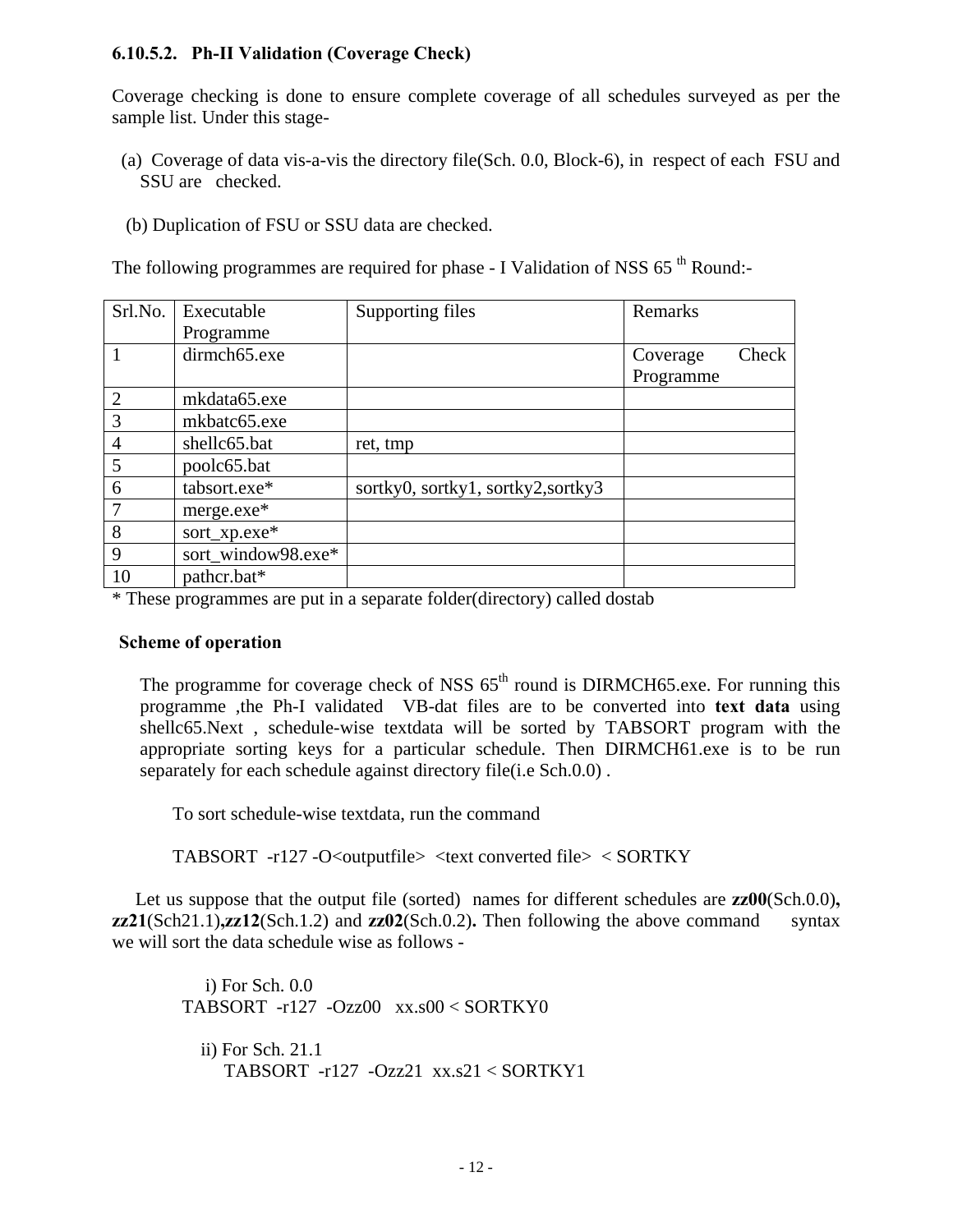### 6.10.5.2. Ph-II Validation (Coverage Check)

Coverage checking is done to ensure complete coverage of all schedules surveyed as per the sample list. Under this stage-

(a) Coverage of data vis-a-vis the directory file(Sch. 0.0, Block-6), in respect of each FSU and SSU are checked.

(b) Duplication of FSU or SSU data are checked.

The following programmes are required for phase - I Validation of NSS 65 th Round:-

| Srl.No. | Executable Programme | Supporting files | Remarks |
|---|---|---|---|
| 1 | dirmch65.exe | | Coverage Check Programme |
| 2 | mkdata65.exe | | |
| 3 | mkbatc65.exe | | |
| 4 | shellc65.bat | ret, tmp | |
| 5 | poolc65.bat | | |
| 6 | tabsort.exe* | sortky0, sortky1, sortky2,sortky3 | |
| 7 | merge.exe* | | |
| 8 | sort_xp.exe* | | |
| 9 | sort_window98.exe* | | |
| 10 | pathcr.bat* | | |

* These programmes are put in a separate folder(directory) called dostab

**Scheme of operation**

The programme for coverage check of NSS 65th round is DIRMCH65.exe. For running this programme ,the Ph-I validated VB-dat files are to be converted into **text data** using shellc65.Next , schedule-wise textdata will be sorted by TABSORT program with the appropriate sorting keys for a particular schedule. Then DIRMCH61.exe is to be run separately for each schedule against directory file(i.e Sch.0.0) .

To sort schedule-wise textdata, run the command

TABSORT -r127 -O<outputfile> <text converted file> < SORTKY

Let us suppose that the output file (sorted) names for different schedules are **zz00**(Sch.0.0)**, zz21**(Sch21.1)**,zz12**(Sch.1.2) and **zz02**(Sch.0.2)**.** Then following the above command syntax we will sort the data schedule wise as follows -

i) For Sch. 0.0
TABSORT -r127 -Ozz00 xx.s00 < SORTKY0

ii) For Sch. 21.1
TABSORT -r127 -Ozz21 xx.s21 < SORTKY1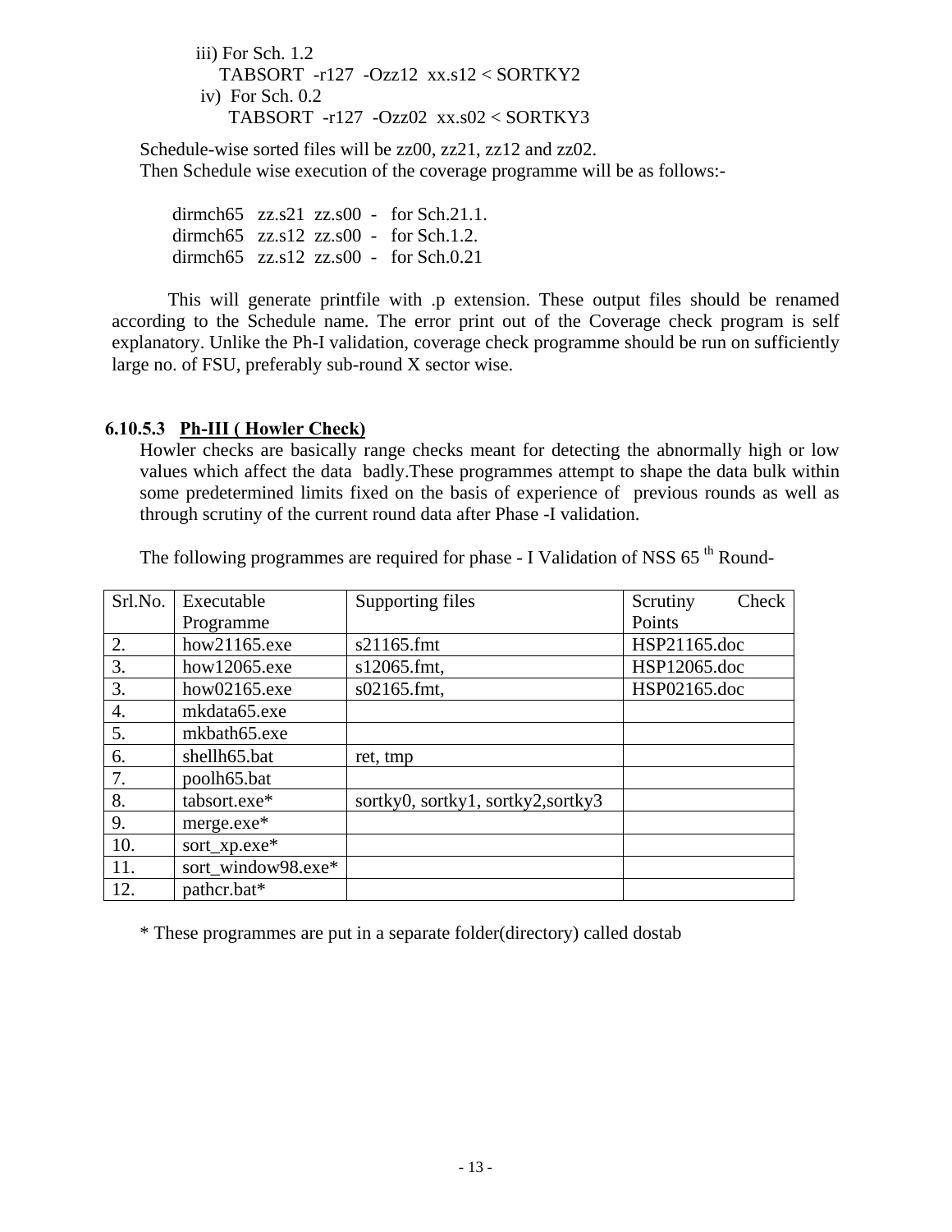iii) For Sch. 1.2

```
TABSORT  -r127  -Ozz12  xx.s12 < SORTKY2
```

iv) For Sch. 0.2

```
TABSORT  -r127  -Ozz02  xx.s02 < SORTKY3
```

Schedule-wise sorted files will be zz00, zz21, zz12 and zz02.
Then Schedule wise execution of the coverage programme will be as follows:-

```
dirmch65   zz.s21  zz.s00  -   for Sch.21.1.
dirmch65   zz.s12  zz.s00  -   for Sch.1.2.
dirmch65   zz.s12  zz.s00  -   for Sch.0.21
```

This will generate printfile with .p extension. These output files should be renamed according to the Schedule name. The error print out of the Coverage check program is self explanatory. Unlike the Ph-I validation, coverage check programme should be run on sufficiently large no. of FSU, preferably sub-round X sector wise.

### 6.10.5.3 Ph-III ( Howler Check)

Howler checks are basically range checks meant for detecting the abnormally high or low values which affect the data badly.These programmes attempt to shape the data bulk within some predetermined limits fixed on the basis of experience of previous rounds as well as through scrutiny of the current round data after Phase -I validation.

The following programmes are required for phase - I Validation of NSS 65 th Round-

| Srl.No. | Executable Programme | Supporting files | Scrutiny Check Points |
|---|---|---|---|
| 2. | how21165.exe | s21165.fmt | HSP21165.doc |
| 3. | how12065.exe | s12065.fmt, | HSP12065.doc |
| 3. | how02165.exe | s02165.fmt, | HSP02165.doc |
| 4. | mkdata65.exe | | |
| 5. | mkbath65.exe | | |
| 6. | shellh65.bat | ret, tmp | |
| 7. | poolh65.bat | | |
| 8. | tabsort.exe* | sortky0, sortky1, sortky2,sortky3 | |
| 9. | merge.exe* | | |
| 10. | sort_xp.exe* | | |
| 11. | sort_window98.exe* | | |
| 12. | pathcr.bat* | | |

* These programmes are put in a separate folder(directory) called dostab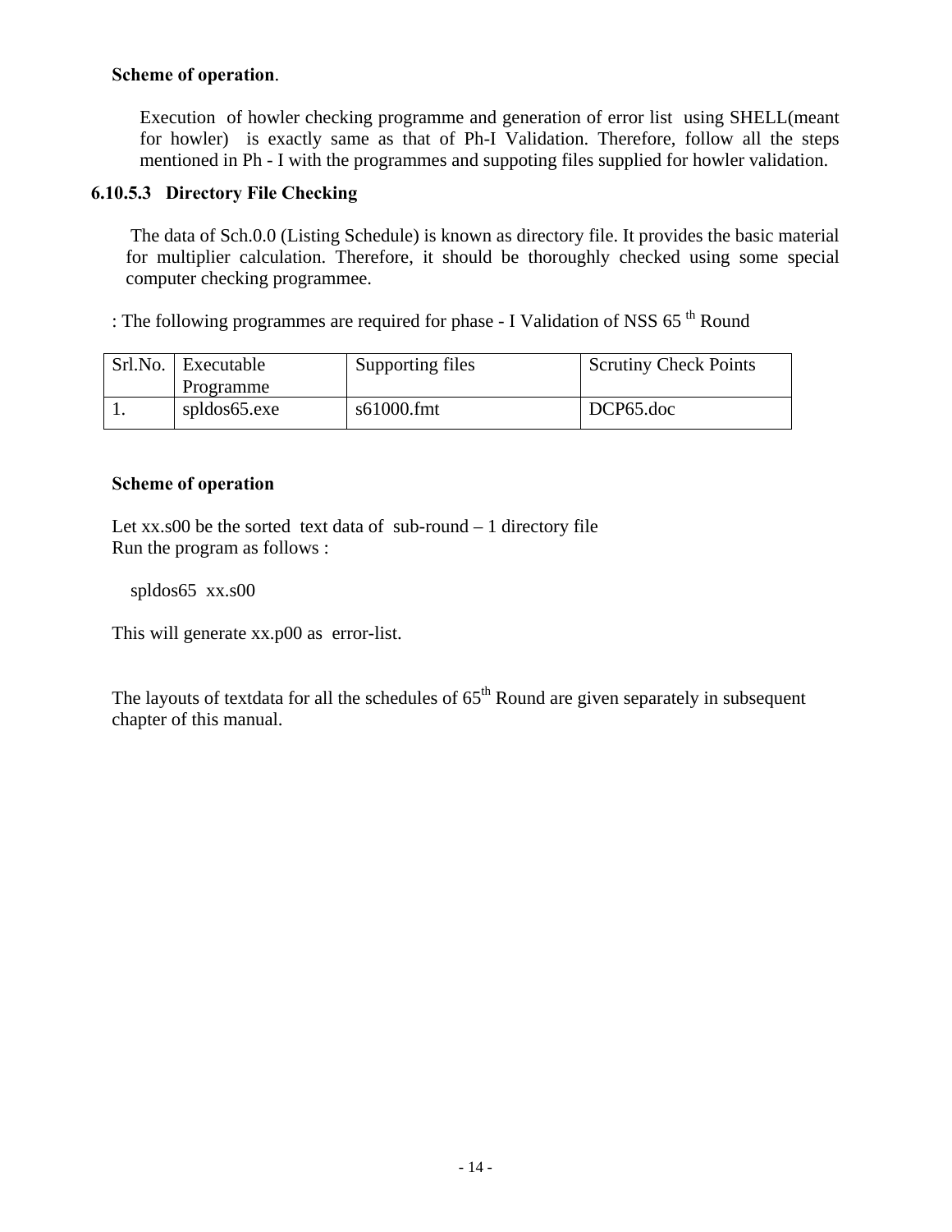**Scheme of operation**.

Execution of howler checking programme and generation of error list using SHELL(meant for howler) is exactly same as that of Ph-I Validation. Therefore, follow all the steps mentioned in Ph - I with the programmes and suppoting files supplied for howler validation.

### 6.10.5.3 Directory File Checking

The data of Sch.0.0 (Listing Schedule) is known as directory file. It provides the basic material for multiplier calculation. Therefore, it should be thoroughly checked using some special computer checking programmee.

: The following programmes are required for phase - I Validation of NSS 65 th Round

| Srl.No. | Executable Programme | Supporting files | Scrutiny Check Points |
|---|---|---|---|
| 1. | spldos65.exe | s61000.fmt | DCP65.doc |

**Scheme of operation**

Let xx.s00 be the sorted text data of sub-round – 1 directory file
Run the program as follows :

```
spldos65  xx.s00
```

This will generate xx.p00 as error-list.

The layouts of textdata for all the schedules of 65th Round are given separately in subsequent chapter of this manual.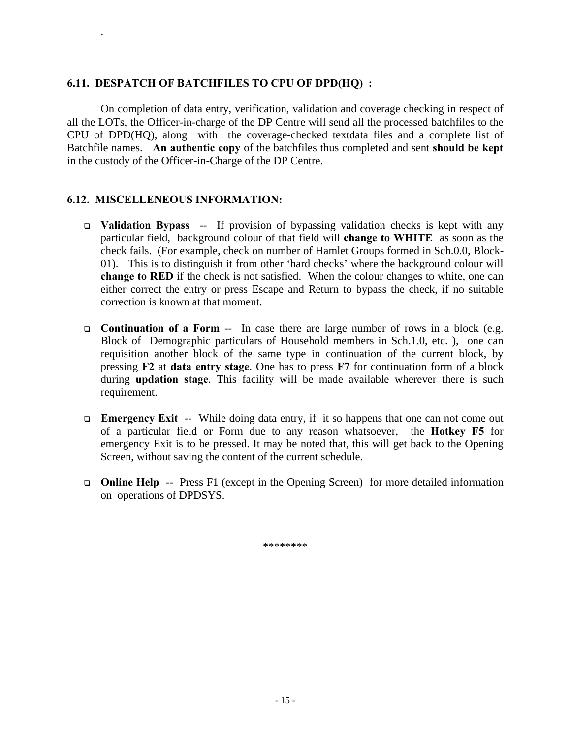## 6.11. DESPATCH OF BATCHFILES TO CPU OF DPD(HQ) :

On completion of data entry, verification, validation and coverage checking in respect of all the LOTs, the Officer-in-charge of the DP Centre will send all the processed batchfiles to the CPU of DPD(HQ), along with the coverage-checked textdata files and a complete list of Batchfile names. **An authentic copy** of the batchfiles thus completed and sent **should be kept** in the custody of the Officer-in-Charge of the DP Centre.

## 6.12. MISCELLENEOUS INFORMATION:

- **Validation Bypass** -- If provision of bypassing validation checks is kept with any particular field, background colour of that field will **change to WHITE** as soon as the check fails. (For example, check on number of Hamlet Groups formed in Sch.0.0, Block-01). This is to distinguish it from other 'hard checks' where the background colour will **change to RED** if the check is not satisfied. When the colour changes to white, one can either correct the entry or press Escape and Return to bypass the check, if no suitable correction is known at that moment.

- **Continuation of a Form** -- In case there are large number of rows in a block (e.g. Block of Demographic particulars of Household members in Sch.1.0, etc. ), one can requisition another block of the same type in continuation of the current block, by pressing **F2** at **data entry stage**. One has to press **F7** for continuation form of a block during **updation stage**. This facility will be made available wherever there is such requirement.

- **Emergency Exit** -- While doing data entry, if it so happens that one can not come out of a particular field or Form due to any reason whatsoever, the **Hotkey F5** for emergency Exit is to be pressed. It may be noted that, this will get back to the Opening Screen, without saving the content of the current schedule.

- **Online Help** -- Press F1 (except in the Opening Screen) for more detailed information on operations of DPDSYS.

********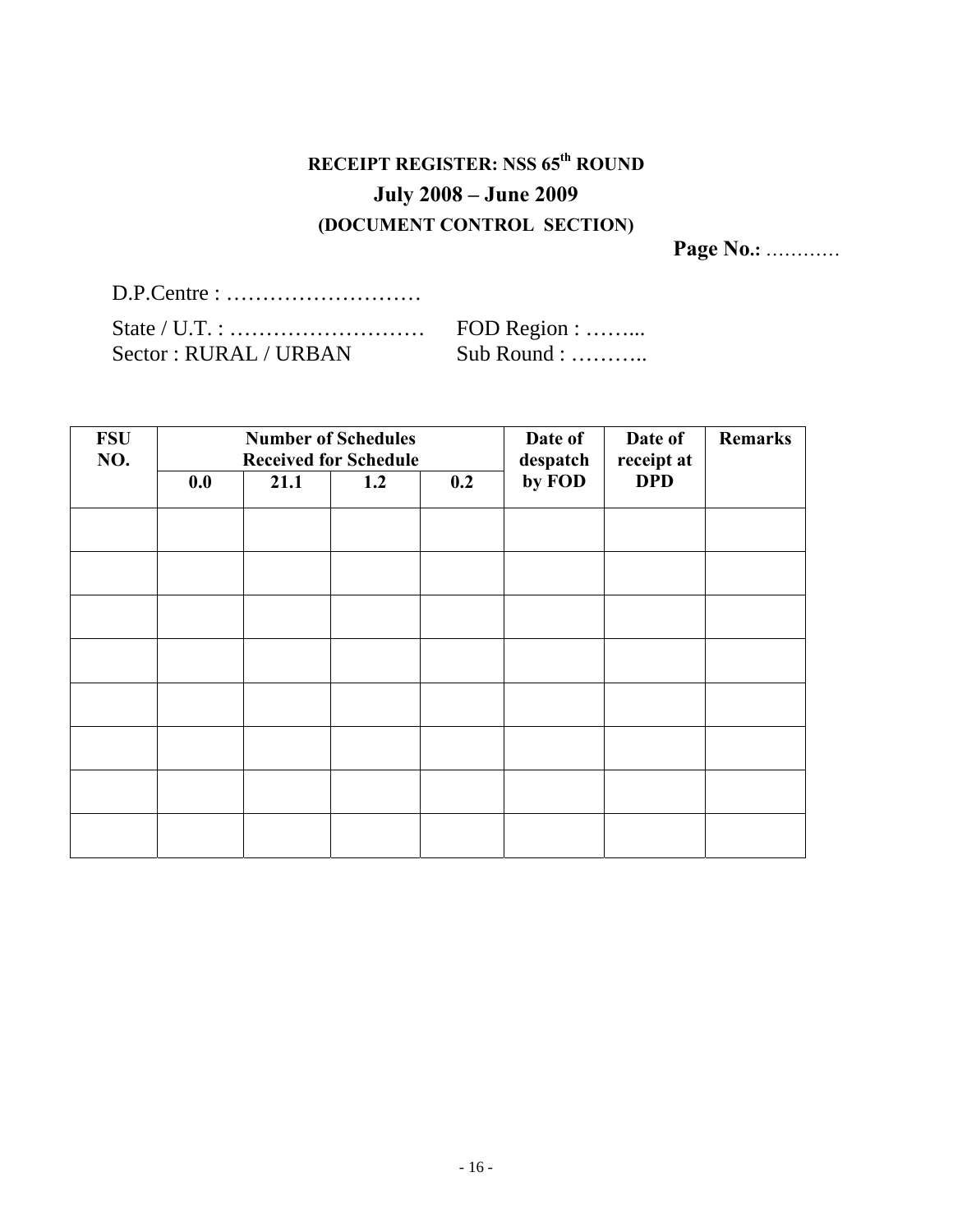## RECEIPT REGISTER: NSS 65th ROUND

### July 2008 – June 2009

#### (DOCUMENT CONTROL SECTION)

**Page No.:** …………

D.P.Centre : ………………………

State / U.T. : ……………………… FOD Region : ……...

Sector : RURAL / URBAN Sub Round : ………..

| FSU NO. | Number of Schedules Received for Schedule | | | | Date of despatch by FOD | Date of receipt at DPD | Remarks |
|---|---|---|---|---|---|---|---|
| | 0.0 | 21.1 | 1.2 | 0.2 | | | |
| | | | | | | | |
| | | | | | | | |
| | | | | | | | |
| | | | | | | | |
| | | | | | | | |
| | | | | | | | |
| | | | | | | | |
| | | | | | | | |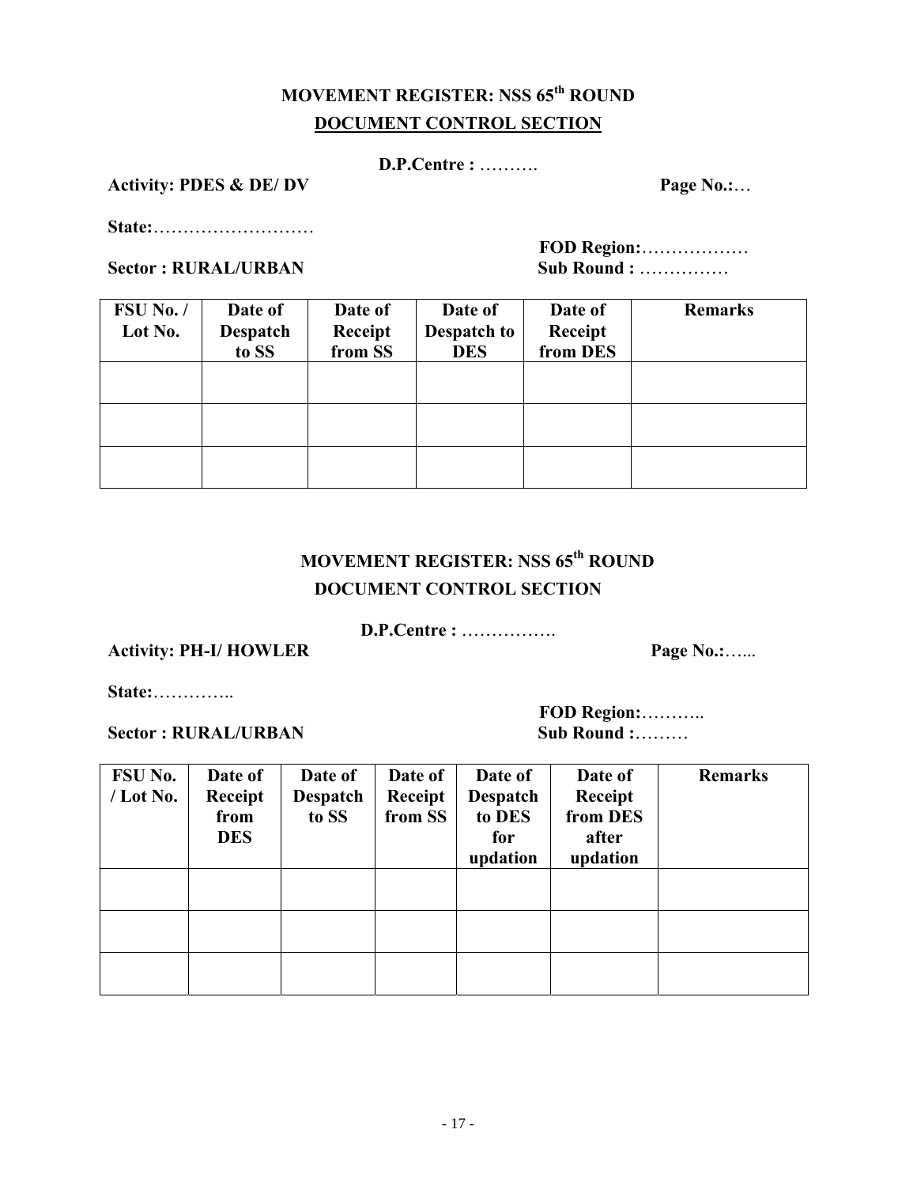## MOVEMENT REGISTER: NSS 65th ROUND

## DOCUMENT CONTROL SECTION

**D.P.Centre :** ……….

**Activity: PDES & DE/ DV** **Page No.:**…

**State:**………………………

**FOD Region:**………………

**Sector : RURAL/URBAN** **Sub Round :** ……………

| FSU No. / Lot No. | Date of Despatch to SS | Date of Receipt from SS | Date of Despatch to DES | Date of Receipt from DES | Remarks |
|---|---|---|---|---|---|
| | | | | | |
| | | | | | |
| | | | | | |

## MOVEMENT REGISTER: NSS 65th ROUND

## DOCUMENT CONTROL SECTION

**D.P.Centre :** …………….

**Activity: PH-I/ HOWLER** **Page No.:**…..

**State:**…………..

**FOD Region:**………..

**Sector : RURAL/URBAN** **Sub Round :**………

| FSU No. / Lot No. | Date of Receipt from DES | Date of Despatch to SS | Date of Receipt from SS | Date of Despatch to DES for updation | Date of Receipt from DES after updation | Remarks |
|---|---|---|---|---|---|---|
| | | | | | | |
| | | | | | | |
| | | | | | | |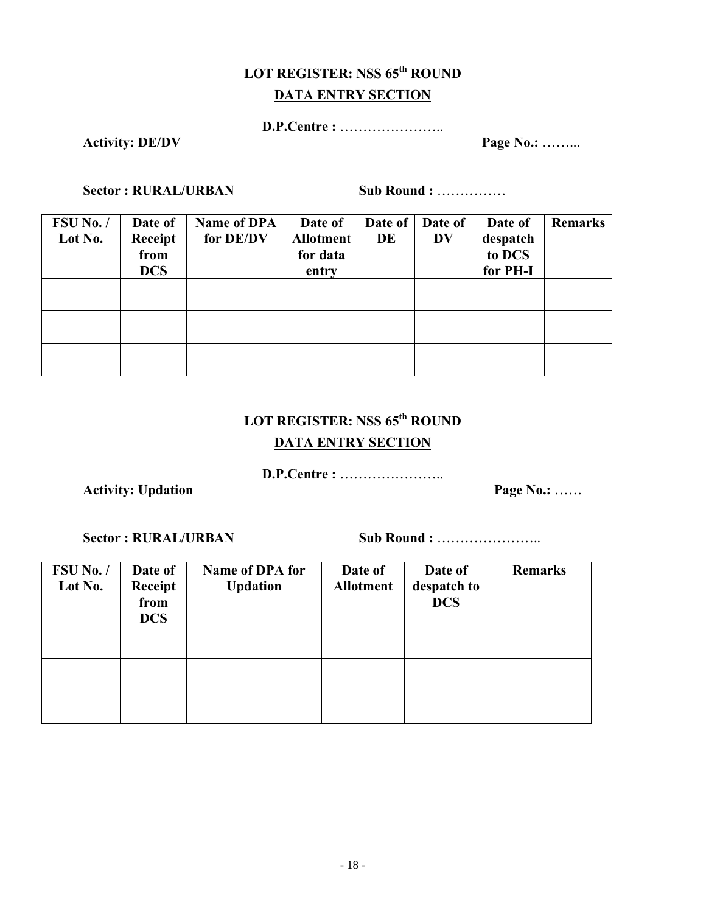# LOT REGISTER: NSS 65th ROUND

## DATA ENTRY SECTION

**D.P.Centre :** …………………..

**Activity: DE/DV** **Page No.:** ……...

**Sector : RURAL/URBAN** **Sub Round :** ……………

| FSU No. / Lot No. | Date of Receipt from DCS | Name of DPA for DE/DV | Date of Allotment for data entry | Date of DE | Date of DV | Date of despatch to DCS for PH-I | Remarks |
|---|---|---|---|---|---|---|---|
| | | | | | | | |
| | | | | | | | |
| | | | | | | | |

# LOT REGISTER: NSS 65th ROUND

## DATA ENTRY SECTION

**D.P.Centre :** …………………..

**Activity: Updation** **Page No.:** ……

**Sector : RURAL/URBAN** **Sub Round :** …………………..

| FSU No. / Lot No. | Date of Receipt from DCS | Name of DPA for Updation | Date of Allotment | Date of despatch to DCS | Remarks |
|---|---|---|---|---|---|
| | | | | | |
| | | | | | |
| | | | | | |